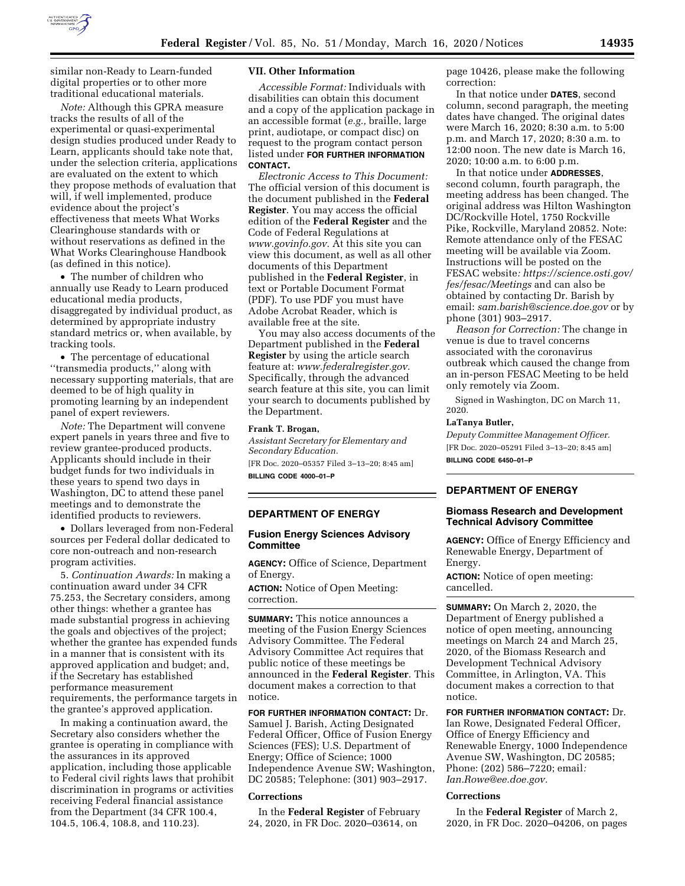similar non-Ready to Learn-funded digital properties or to other more traditional educational materials.

*Note:* Although this GPRA measure tracks the results of all of the experimental or quasi-experimental design studies produced under Ready to Learn, applicants should take note that, under the selection criteria, applications are evaluated on the extent to which they propose methods of evaluation that will, if well implemented, produce evidence about the project's effectiveness that meets What Works Clearinghouse standards with or without reservations as defined in the What Works Clearinghouse Handbook (as defined in this notice).

- The number of children who annually use Ready to Learn produced educational media products, disaggregated by individual product, as determined by appropriate industry standard metrics or, when available, by tracking tools.
- The percentage of educational ''transmedia products,'' along with necessary supporting materials, that are deemed to be of high quality in promoting learning by an independent panel of expert reviewers.

*Note:* The Department will convene expert panels in years three and five to review grantee-produced products. Applicants should include in their budget funds for two individuals in these years to spend two days in Washington, DC to attend these panel meetings and to demonstrate the identified products to reviewers.

- Dollars leveraged from non-Federal sources per Federal dollar dedicated to core non-outreach and non-research program activities.

5. *Continuation Awards:* In making a continuation award under 34 CFR 75.253, the Secretary considers, among other things: whether a grantee has made substantial progress in achieving the goals and objectives of the project; whether the grantee has expended funds in a manner that is consistent with its approved application and budget; and, if the Secretary has established performance measurement requirements, the performance targets in the grantee's approved application.

In making a continuation award, the Secretary also considers whether the grantee is operating in compliance with the assurances in its approved application, including those applicable to Federal civil rights laws that prohibit discrimination in programs or activities receiving Federal financial assistance from the Department (34 CFR 100.4, 104.5, 106.4, 108.8, and 110.23).

## VII. Other Information

*Accessible Format:* Individuals with disabilities can obtain this document and a copy of the application package in an accessible format (*e.g.,* braille, large print, audiotape, or compact disc) on request to the program contact person listed under **FOR FURTHER INFORMATION CONTACT.**

*Electronic Access to This Document:* The official version of this document is the document published in the **Federal Register**. You may access the official edition of the **Federal Register** and the Code of Federal Regulations at *www.govinfo.gov.* At this site you can view this document, as well as all other documents of this Department published in the **Federal Register**, in text or Portable Document Format (PDF). To use PDF you must have Adobe Acrobat Reader, which is available free at the site.

You may also access documents of the Department published in the **Federal Register** by using the article search feature at: *www.federalregister.gov.* Specifically, through the advanced search feature at this site, you can limit your search to documents published by the Department.

**Frank T. Brogan,**

*Assistant Secretary for Elementary and Secondary Education.*

[FR Doc. 2020–05357 Filed 3–13–20; 8:45 am]

**BILLING CODE 4000–01–P**

---

## DEPARTMENT OF ENERGY

### Fusion Energy Sciences Advisory Committee

**AGENCY:** Office of Science, Department of Energy.

**ACTION:** Notice of Open Meeting: correction.

**SUMMARY:** This notice announces a meeting of the Fusion Energy Sciences Advisory Committee. The Federal Advisory Committee Act requires that public notice of these meetings be announced in the **Federal Register**. This document makes a correction to that notice.

**FOR FURTHER INFORMATION CONTACT:** Dr. Samuel J. Barish, Acting Designated Federal Officer, Office of Fusion Energy Sciences (FES); U.S. Department of Energy; Office of Science; 1000 Independence Avenue SW; Washington, DC 20585; Telephone: (301) 903–2917.

### Corrections

In the **Federal Register** of February 24, 2020, in FR Doc. 2020–03614, on page 10426, please make the following correction:

In that notice under **DATES**, second column, second paragraph, the meeting dates have changed. The original dates were March 16, 2020; 8:30 a.m. to 5:00 p.m. and March 17, 2020; 8:30 a.m. to 12:00 noon. The new date is March 16, 2020; 10:00 a.m. to 6:00 p.m.

In that notice under **ADDRESSES**, second column, fourth paragraph, the meeting address has been changed. The original address was Hilton Washington DC/Rockville Hotel, 1750 Rockville Pike, Rockville, Maryland 20852. Note: Remote attendance only of the FESAC meeting will be available via Zoom. Instructions will be posted on the FESAC website*: https://science.osti.gov/fes/fesac/Meetings* and can also be obtained by contacting Dr. Barish by email: *sam.barish@science.doe.gov* or by phone (301) 903–2917.

*Reason for Correction:* The change in venue is due to travel concerns associated with the coronavirus outbreak which caused the change from an in-person FESAC Meeting to be held only remotely via Zoom.

Signed in Washington, DC on March 11, 2020.

**LaTanya Butler,**

*Deputy Committee Management Officer.*

[FR Doc. 2020–05291 Filed 3–13–20; 8:45 am]

**BILLING CODE 6450–01–P**

---

## DEPARTMENT OF ENERGY

### Biomass Research and Development Technical Advisory Committee

**AGENCY:** Office of Energy Efficiency and Renewable Energy, Department of Energy.

**ACTION:** Notice of open meeting: cancelled.

**SUMMARY:** On March 2, 2020, the Department of Energy published a notice of open meeting, announcing meetings on March 24 and March 25, 2020, of the Biomass Research and Development Technical Advisory Committee, in Arlington, VA. This document makes a correction to that notice.

**FOR FURTHER INFORMATION CONTACT:** Dr. Ian Rowe, Designated Federal Officer, Office of Energy Efficiency and Renewable Energy, 1000 Independence Avenue SW, Washington, DC 20585; Phone: (202) 586–7220; email*: Ian.Rowe@ee.doe.gov.*

### Corrections

In the **Federal Register** of March 2, 2020, in FR Doc. 2020–04206, on pages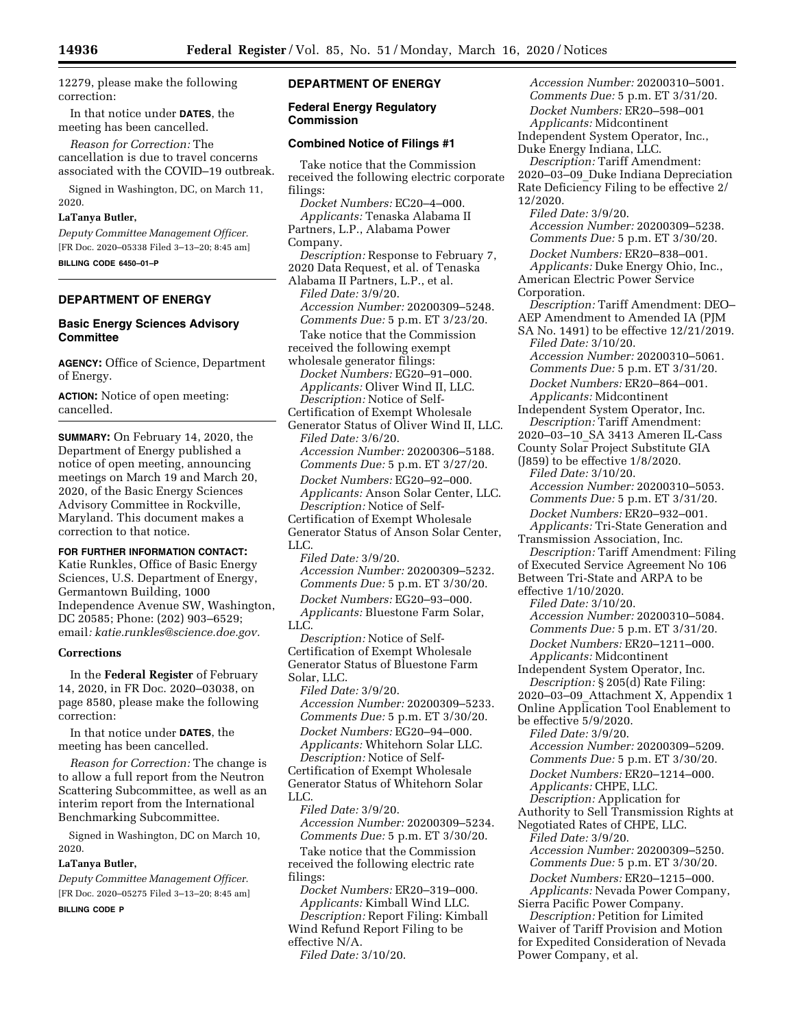12279, please make the following correction:

In that notice under **DATES**, the meeting has been cancelled.

*Reason for Correction:* The cancellation is due to travel concerns associated with the COVID–19 outbreak.

Signed in Washington, DC, on March 11, 2020.

**LaTanya Butler,**

*Deputy Committee Management Officer.*

[FR Doc. 2020–05338 Filed 3–13–20; 8:45 am]

**BILLING CODE 6450–01–P**

---

## DEPARTMENT OF ENERGY

### Basic Energy Sciences Advisory Committee

**AGENCY:** Office of Science, Department of Energy.

**ACTION:** Notice of open meeting: cancelled.

**SUMMARY:** On February 14, 2020, the Department of Energy published a notice of open meeting, announcing meetings on March 19 and March 20, 2020, of the Basic Energy Sciences Advisory Committee in Rockville, Maryland. This document makes a correction to that notice.

**FOR FURTHER INFORMATION CONTACT:** Katie Runkles, Office of Basic Energy Sciences, U.S. Department of Energy, Germantown Building, 1000 Independence Avenue SW, Washington, DC 20585; Phone: (202) 903–6529; email*: katie.runkles@science.doe.gov.*

#### Corrections

In the **Federal Register** of February 14, 2020, in FR Doc. 2020–03038, on page 8580, please make the following correction:

In that notice under **DATES**, the meeting has been cancelled.

*Reason for Correction:* The change is to allow a full report from the Neutron Scattering Subcommittee, as well as an interim report from the International Benchmarking Subcommittee.

Signed in Washington, DC on March 10, 2020.

**LaTanya Butler,**

*Deputy Committee Management Officer.*

[FR Doc. 2020–05275 Filed 3–13–20; 8:45 am]

**BILLING CODE P**

---

## DEPARTMENT OF ENERGY

### Federal Energy Regulatory Commission

#### Combined Notice of Filings #1

Take notice that the Commission received the following electric corporate filings:

*Docket Numbers:* EC20–4–000.
*Applicants:* Tenaska Alabama II Partners, L.P., Alabama Power Company.
*Description:* Response to February 7, 2020 Data Request, et al. of Tenaska Alabama II Partners, L.P., et al.
*Filed Date:* 3/9/20.
*Accession Number:* 20200309–5248.
*Comments Due:* 5 p.m. ET 3/23/20.

Take notice that the Commission received the following exempt wholesale generator filings:

*Docket Numbers:* EG20–91–000.
*Applicants:* Oliver Wind II, LLC.
*Description:* Notice of Self-Certification of Exempt Wholesale Generator Status of Oliver Wind II, LLC.
*Filed Date:* 3/6/20.
*Accession Number:* 20200306–5188.
*Comments Due:* 5 p.m. ET 3/27/20.

*Docket Numbers:* EG20–92–000.
*Applicants:* Anson Solar Center, LLC.
*Description:* Notice of Self-Certification of Exempt Wholesale Generator Status of Anson Solar Center, LLC.
*Filed Date:* 3/9/20.
*Accession Number:* 20200309–5232.
*Comments Due:* 5 p.m. ET 3/30/20.

*Docket Numbers:* EG20–93–000.
*Applicants:* Bluestone Farm Solar, LLC.
*Description:* Notice of Self-Certification of Exempt Wholesale Generator Status of Bluestone Farm Solar, LLC.
*Filed Date:* 3/9/20.
*Accession Number:* 20200309–5233.
*Comments Due:* 5 p.m. ET 3/30/20.

*Docket Numbers:* EG20–94–000.
*Applicants:* Whitehorn Solar LLC.
*Description:* Notice of Self-Certification of Exempt Wholesale Generator Status of Whitehorn Solar LLC.
*Filed Date:* 3/9/20.
*Accession Number:* 20200309–5234.
*Comments Due:* 5 p.m. ET 3/30/20.

Take notice that the Commission received the following electric rate filings:

*Docket Numbers:* ER20–319–000.
*Applicants:* Kimball Wind LLC.
*Description:* Report Filing: Kimball Wind Refund Report Filing to be effective N/A.
*Filed Date:* 3/10/20.
*Accession Number:* 20200310–5001.
*Comments Due:* 5 p.m. ET 3/31/20.

*Docket Numbers:* ER20–598–001
*Applicants:* Midcontinent Independent System Operator, Inc., Duke Energy Indiana, LLC.
*Description:* Tariff Amendment: 2020–03–09_Duke Indiana Depreciation Rate Deficiency Filing to be effective 2/12/2020.
*Filed Date:* 3/9/20.
*Accession Number:* 20200309–5238.
*Comments Due:* 5 p.m. ET 3/30/20.

*Docket Numbers:* ER20–838–001.
*Applicants:* Duke Energy Ohio, Inc., American Electric Power Service Corporation.
*Description:* Tariff Amendment: DEO–AEP Amendment to Amended IA (PJM SA No. 1491) to be effective 12/21/2019.
*Filed Date:* 3/10/20.
*Accession Number:* 20200310–5061.
*Comments Due:* 5 p.m. ET 3/31/20.

*Docket Numbers:* ER20–864–001.
*Applicants:* Midcontinent Independent System Operator, Inc.
*Description:* Tariff Amendment: 2020–03–10_SA 3413 Ameren IL-Cass County Solar Project Substitute GIA (J859) to be effective 1/8/2020.
*Filed Date:* 3/10/20.
*Accession Number:* 20200310–5053.
*Comments Due:* 5 p.m. ET 3/31/20.

*Docket Numbers:* ER20–932–001.
*Applicants:* Tri-State Generation and Transmission Association, Inc.
*Description:* Tariff Amendment: Filing of Executed Service Agreement No 106 Between Tri-State and ARPA to be effective 1/10/2020.
*Filed Date:* 3/10/20.
*Accession Number:* 20200310–5084.
*Comments Due:* 5 p.m. ET 3/31/20.

*Docket Numbers:* ER20–1211–000.
*Applicants:* Midcontinent Independent System Operator, Inc.
*Description:* § 205(d) Rate Filing: 2020–03–09_Attachment X, Appendix 1 Online Application Tool Enablement to be effective 5/9/2020.
*Filed Date:* 3/9/20.
*Accession Number:* 20200309–5209.
*Comments Due:* 5 p.m. ET 3/30/20.

*Docket Numbers:* ER20–1214–000.
*Applicants:* CHPE, LLC.
*Description:* Application for Authority to Sell Transmission Rights at Negotiated Rates of CHPE, LLC.
*Filed Date:* 3/9/20.
*Accession Number:* 20200309–5250.
*Comments Due:* 5 p.m. ET 3/30/20.

*Docket Numbers:* ER20–1215–000.
*Applicants:* Nevada Power Company, Sierra Pacific Power Company.
*Description:* Petition for Limited Waiver of Tariff Provision and Motion for Expedited Consideration of Nevada Power Company, et al.